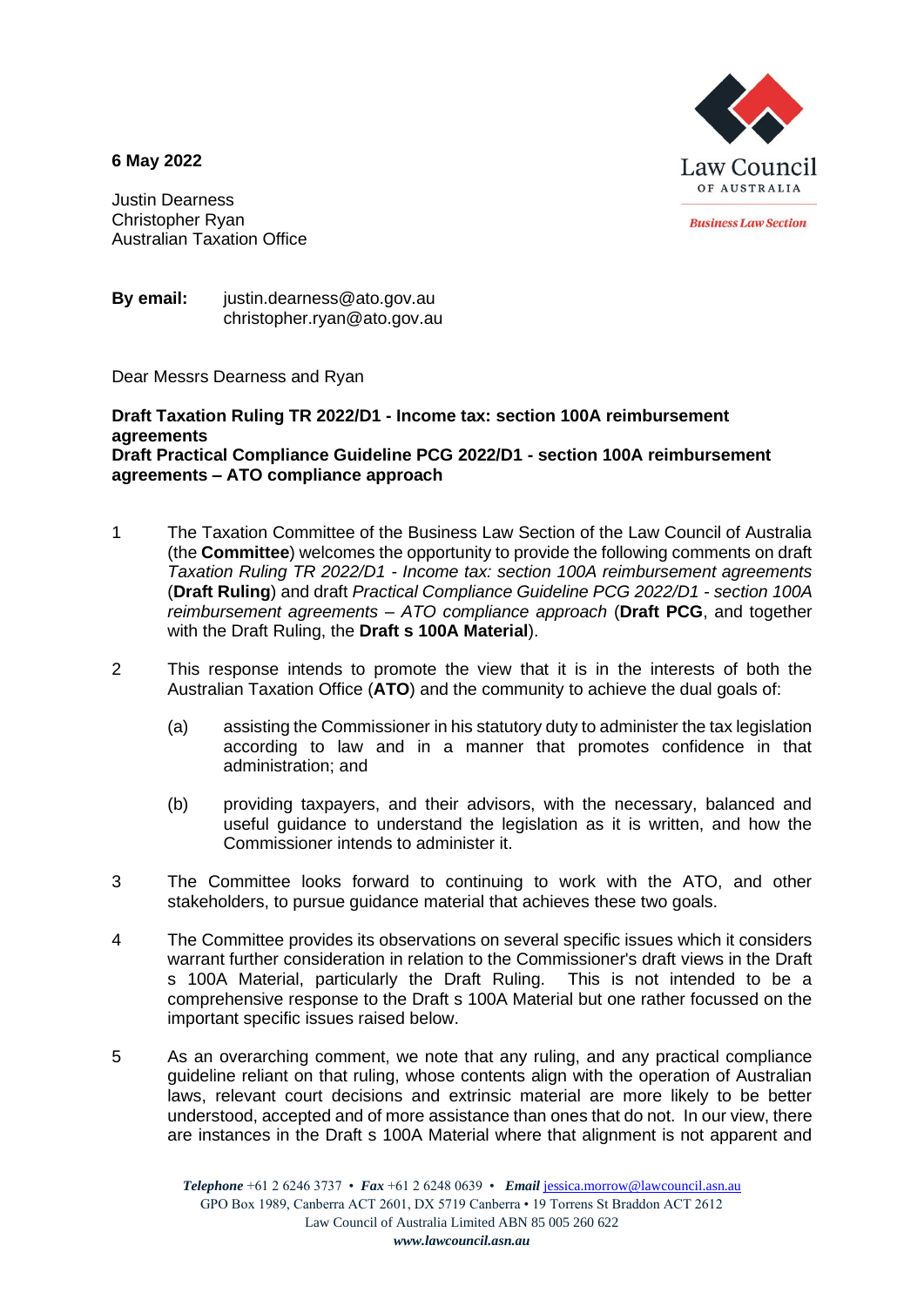**6 May 2022**

Law Council OF AUSTRALIA

*Business Law Section*

Justin Dearness
Christopher Ryan
Australian Taxation Office

**By email:** justin.dearness@ato.gov.au
christopher.ryan@ato.gov.au

Dear Messrs Dearness and Ryan

**Draft Taxation Ruling TR 2022/D1 - Income tax: section 100A reimbursement agreements**
**Draft Practical Compliance Guideline PCG 2022/D1 - section 100A reimbursement agreements – ATO compliance approach**

1. The Taxation Committee of the Business Law Section of the Law Council of Australia (the **Committee**) welcomes the opportunity to provide the following comments on draft *Taxation Ruling TR 2022/D1 - Income tax: section 100A reimbursement agreements* (**Draft Ruling**) and draft *Practical Compliance Guideline PCG 2022/D1 - section 100A reimbursement agreements – ATO compliance approach* (**Draft PCG**, and together with the Draft Ruling, the **Draft s 100A Material**).

2. This response intends to promote the view that it is in the interests of both the Australian Taxation Office (**ATO**) and the community to achieve the dual goals of:

   (a) assisting the Commissioner in his statutory duty to administer the tax legislation according to law and in a manner that promotes confidence in that administration; and

   (b) providing taxpayers, and their advisors, with the necessary, balanced and useful guidance to understand the legislation as it is written, and how the Commissioner intends to administer it.

3. The Committee looks forward to continuing to work with the ATO, and other stakeholders, to pursue guidance material that achieves these two goals.

4. The Committee provides its observations on several specific issues which it considers warrant further consideration in relation to the Commissioner's draft views in the Draft s 100A Material, particularly the Draft Ruling. This is not intended to be a comprehensive response to the Draft s 100A Material but one rather focussed on the important specific issues raised below.

5. As an overarching comment, we note that any ruling, and any practical compliance guideline reliant on that ruling, whose contents align with the operation of Australian laws, relevant court decisions and extrinsic material are more likely to be better understood, accepted and of more assistance than ones that do not. In our view, there are instances in the Draft s 100A Material where that alignment is not apparent and

*Telephone* +61 2 6246 3737 • *Fax* +61 2 6248 0639 • *Email* jessica.morrow@lawcouncil.asn.au
GPO Box 1989, Canberra ACT 2601, DX 5719 Canberra • 19 Torrens St Braddon ACT 2612
Law Council of Australia Limited ABN 85 005 260 622
*www.lawcouncil.asn.au*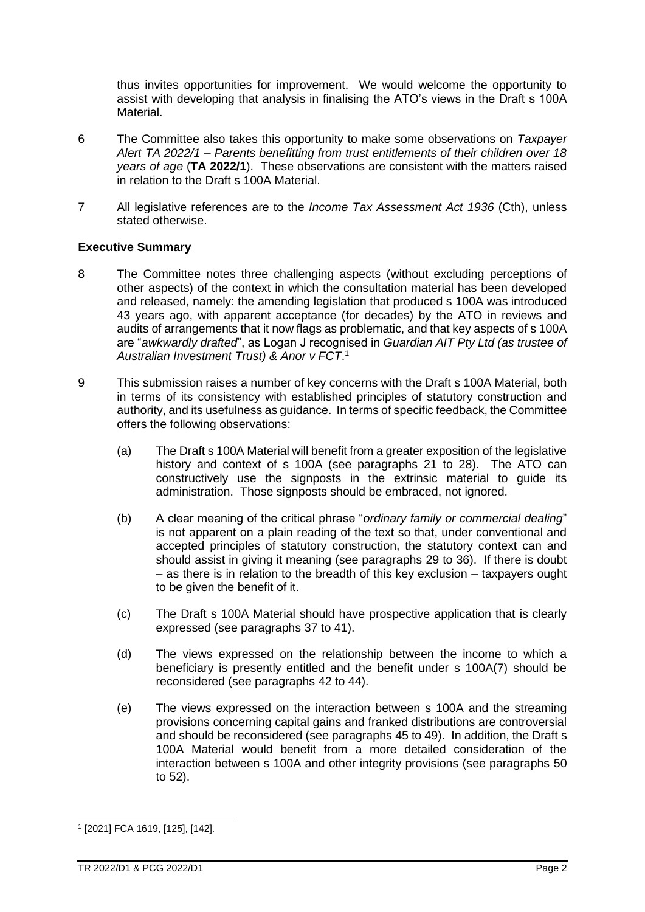thus invites opportunities for improvement. We would welcome the opportunity to assist with developing that analysis in finalising the ATO's views in the Draft s 100A Material.

6 The Committee also takes this opportunity to make some observations on *Taxpayer Alert TA 2022/1 – Parents benefitting from trust entitlements of their children over 18 years of age* (**TA 2022/1**). These observations are consistent with the matters raised in relation to the Draft s 100A Material.

7 All legislative references are to the *Income Tax Assessment Act 1936* (Cth), unless stated otherwise.

**Executive Summary**

8 The Committee notes three challenging aspects (without excluding perceptions of other aspects) of the context in which the consultation material has been developed and released, namely: the amending legislation that produced s 100A was introduced 43 years ago, with apparent acceptance (for decades) by the ATO in reviews and audits of arrangements that it now flags as problematic, and that key aspects of s 100A are "*awkwardly drafted*", as Logan J recognised in *Guardian AIT Pty Ltd (as trustee of Australian Investment Trust) & Anor v FCT*.[1]

9 This submission raises a number of key concerns with the Draft s 100A Material, both in terms of its consistency with established principles of statutory construction and authority, and its usefulness as guidance. In terms of specific feedback, the Committee offers the following observations:

(a) The Draft s 100A Material will benefit from a greater exposition of the legislative history and context of s 100A (see paragraphs 21 to 28). The ATO can constructively use the signposts in the extrinsic material to guide its administration. Those signposts should be embraced, not ignored.

(b) A clear meaning of the critical phrase "*ordinary family or commercial dealing*" is not apparent on a plain reading of the text so that, under conventional and accepted principles of statutory construction, the statutory context can and should assist in giving it meaning (see paragraphs 29 to 36). If there is doubt – as there is in relation to the breadth of this key exclusion – taxpayers ought to be given the benefit of it.

(c) The Draft s 100A Material should have prospective application that is clearly expressed (see paragraphs 37 to 41).

(d) The views expressed on the relationship between the income to which a beneficiary is presently entitled and the benefit under s 100A(7) should be reconsidered (see paragraphs 42 to 44).

(e) The views expressed on the interaction between s 100A and the streaming provisions concerning capital gains and franked distributions are controversial and should be reconsidered (see paragraphs 45 to 49). In addition, the Draft s 100A Material would benefit from a more detailed consideration of the interaction between s 100A and other integrity provisions (see paragraphs 50 to 52).

[1] [2021] FCA 1619, [125], [142].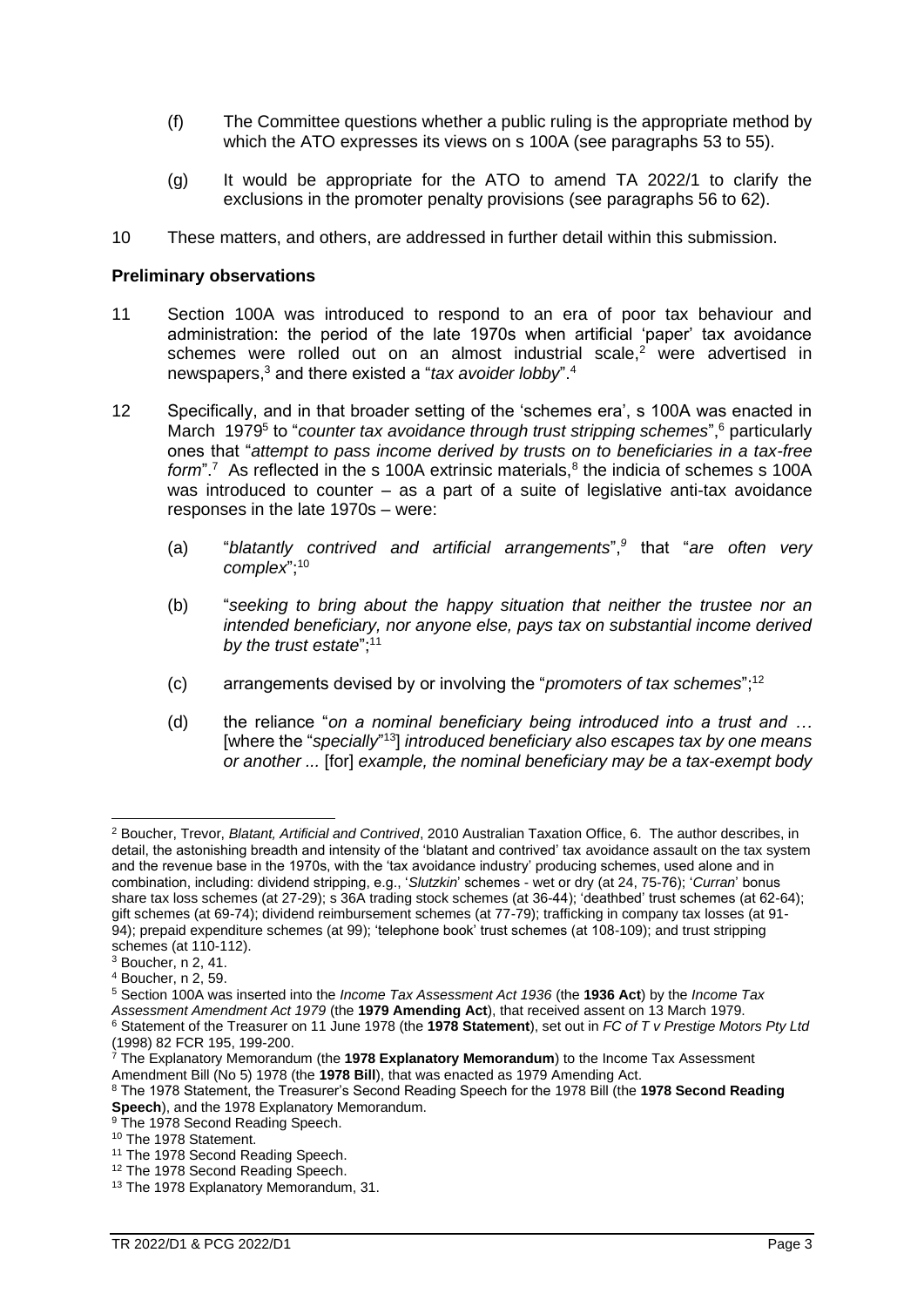(f) The Committee questions whether a public ruling is the appropriate method by which the ATO expresses its views on s 100A (see paragraphs 53 to 55).

(g) It would be appropriate for the ATO to amend TA 2022/1 to clarify the exclusions in the promoter penalty provisions (see paragraphs 56 to 62).

10 These matters, and others, are addressed in further detail within this submission.

**Preliminary observations**

11 Section 100A was introduced to respond to an era of poor tax behaviour and administration: the period of the late 1970s when artificial 'paper' tax avoidance schemes were rolled out on an almost industrial scale,[2] were advertised in newspapers,[3] and there existed a "*tax avoider lobby*".[4]

12 Specifically, and in that broader setting of the 'schemes era', s 100A was enacted in March 1979[5] to "*counter tax avoidance through trust stripping schemes*",[6] particularly ones that "*attempt to pass income derived by trusts on to beneficiaries in a tax-free form*".[7] As reflected in the s 100A extrinsic materials,[8] the indicia of schemes s 100A was introduced to counter – as a part of a suite of legislative anti-tax avoidance responses in the late 1970s – were:

(a) "*blatantly contrived and artificial arrangements*",[9] that "*are often very complex*";[10]

(b) "*seeking to bring about the happy situation that neither the trustee nor an intended beneficiary, nor anyone else, pays tax on substantial income derived by the trust estate*";[11]

(c) arrangements devised by or involving the "*promoters of tax schemes*";[12]

(d) the reliance "*on a nominal beneficiary being introduced into a trust and …* [where the "*specially*"[13]] *introduced beneficiary also escapes tax by one means or another ...* [for] *example, the nominal beneficiary may be a tax-exempt body*

---

[2] Boucher, Trevor, *Blatant, Artificial and Contrived*, 2010 Australian Taxation Office, 6. The author describes, in detail, the astonishing breadth and intensity of the 'blatant and contrived' tax avoidance assault on the tax system and the revenue base in the 1970s, with the 'tax avoidance industry' producing schemes, used alone and in combination, including: dividend stripping, e.g., '*Slutzkin*' schemes - wet or dry (at 24, 75-76); '*Curran*' bonus share tax loss schemes (at 27-29); s 36A trading stock schemes (at 36-44); 'deathbed' trust schemes (at 62-64); gift schemes (at 69-74); dividend reimbursement schemes (at 77-79); trafficking in company tax losses (at 91-94); prepaid expenditure schemes (at 99); 'telephone book' trust schemes (at 108-109); and trust stripping schemes (at 110-112).

[3] Boucher, n 2, 41.

[4] Boucher, n 2, 59.

[5] Section 100A was inserted into the *Income Tax Assessment Act 1936* (the **1936 Act**) by the *Income Tax Assessment Amendment Act 1979* (the **1979 Amending Act**), that received assent on 13 March 1979.

[6] Statement of the Treasurer on 11 June 1978 (the **1978 Statement**), set out in *FC of T v Prestige Motors Pty Ltd* (1998) 82 FCR 195, 199-200.

[7] The Explanatory Memorandum (the **1978 Explanatory Memorandum**) to the Income Tax Assessment Amendment Bill (No 5) 1978 (the **1978 Bill**), that was enacted as 1979 Amending Act.

[8] The 1978 Statement, the Treasurer's Second Reading Speech for the 1978 Bill (the **1978 Second Reading Speech**), and the 1978 Explanatory Memorandum.

[9] The 1978 Second Reading Speech.

[10] The 1978 Statement.

[11] The 1978 Second Reading Speech.

[12] The 1978 Second Reading Speech.

[13] The 1978 Explanatory Memorandum, 31.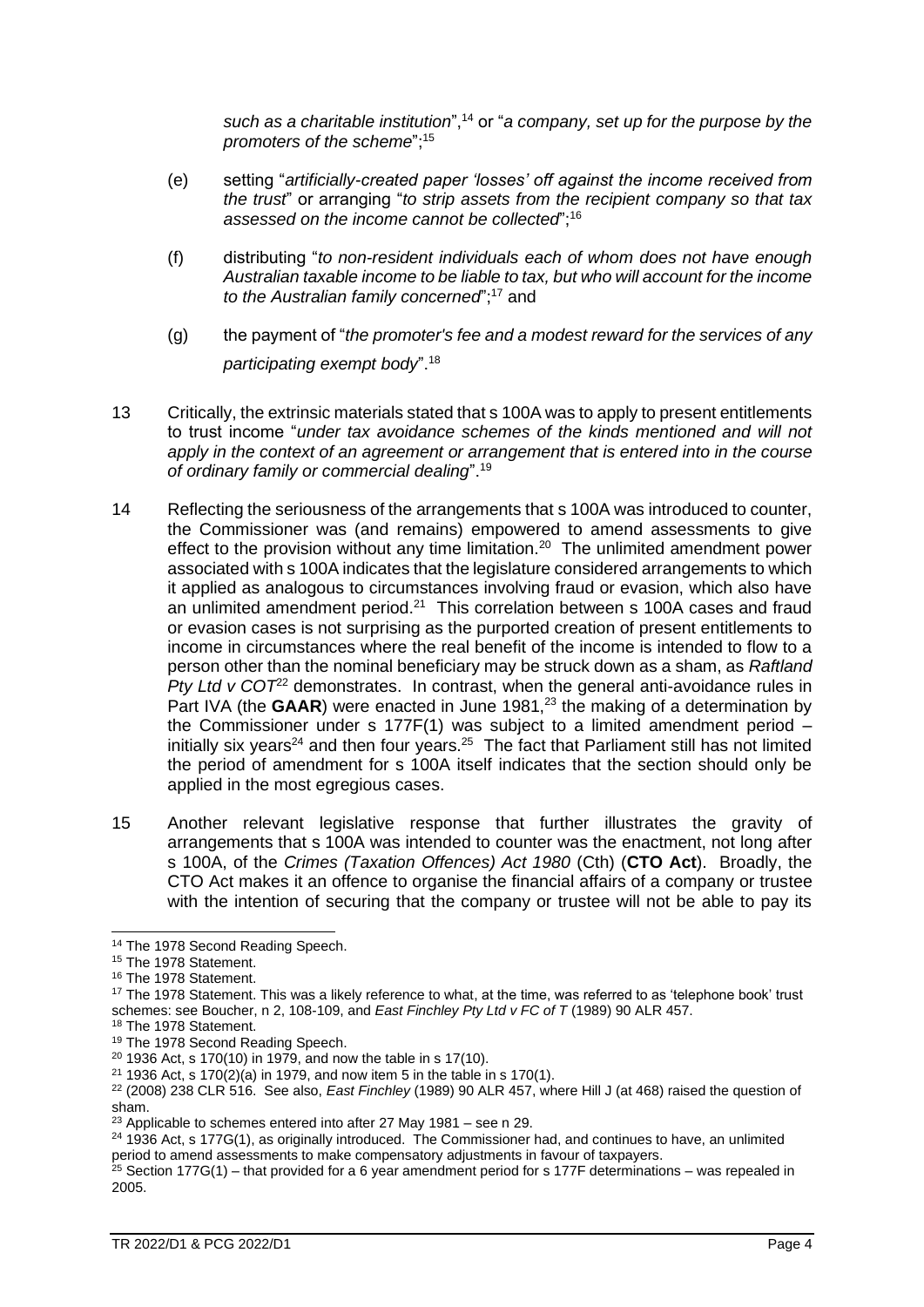*such as a charitable institution*",[14] or "*a company, set up for the purpose by the promoters of the scheme*";[15]

(e) setting "*artificially-created paper 'losses' off against the income received from the trust*" or arranging "*to strip assets from the recipient company so that tax assessed on the income cannot be collected*";[16]

(f) distributing "*to non-resident individuals each of whom does not have enough Australian taxable income to be liable to tax, but who will account for the income to the Australian family concerned*";[17] and

(g) the payment of "*the promoter's fee and a modest reward for the services of any participating exempt body*".[18]

13 Critically, the extrinsic materials stated that s 100A was to apply to present entitlements to trust income "*under tax avoidance schemes of the kinds mentioned and will not apply in the context of an agreement or arrangement that is entered into in the course of ordinary family or commercial dealing*".[19]

14 Reflecting the seriousness of the arrangements that s 100A was introduced to counter, the Commissioner was (and remains) empowered to amend assessments to give effect to the provision without any time limitation.[20] The unlimited amendment power associated with s 100A indicates that the legislature considered arrangements to which it applied as analogous to circumstances involving fraud or evasion, which also have an unlimited amendment period.[21] This correlation between s 100A cases and fraud or evasion cases is not surprising as the purported creation of present entitlements to income in circumstances where the real benefit of the income is intended to flow to a person other than the nominal beneficiary may be struck down as a sham, as *Raftland Pty Ltd v COT*[22] demonstrates. In contrast, when the general anti-avoidance rules in Part IVA (the **GAAR**) were enacted in June 1981,[23] the making of a determination by the Commissioner under s 177F(1) was subject to a limited amendment period – initially six years[24] and then four years.[25] The fact that Parliament still has not limited the period of amendment for s 100A itself indicates that the section should only be applied in the most egregious cases.

15 Another relevant legislative response that further illustrates the gravity of arrangements that s 100A was intended to counter was the enactment, not long after s 100A, of the *Crimes (Taxation Offences) Act 1980* (Cth) (**CTO Act**). Broadly, the CTO Act makes it an offence to organise the financial affairs of a company or trustee with the intention of securing that the company or trustee will not be able to pay its

---

[14] The 1978 Second Reading Speech.

[15] The 1978 Statement.

[16] The 1978 Statement.

[17] The 1978 Statement. This was a likely reference to what, at the time, was referred to as 'telephone book' trust schemes: see Boucher, n 2, 108-109, and *East Finchley Pty Ltd v FC of T* (1989) 90 ALR 457.

[18] The 1978 Statement.

[19] The 1978 Second Reading Speech.

[20] 1936 Act, s 170(10) in 1979, and now the table in s 17(10).

[21] 1936 Act, s 170(2)(a) in 1979, and now item 5 in the table in s 170(1).

[22] (2008) 238 CLR 516. See also, *East Finchley* (1989) 90 ALR 457, where Hill J (at 468) raised the question of sham.

[23] Applicable to schemes entered into after 27 May 1981 – see n 29.

[24] 1936 Act, s 177G(1), as originally introduced. The Commissioner had, and continues to have, an unlimited period to amend assessments to make compensatory adjustments in favour of taxpayers.

[25] Section 177G(1) – that provided for a 6 year amendment period for s 177F determinations – was repealed in 2005.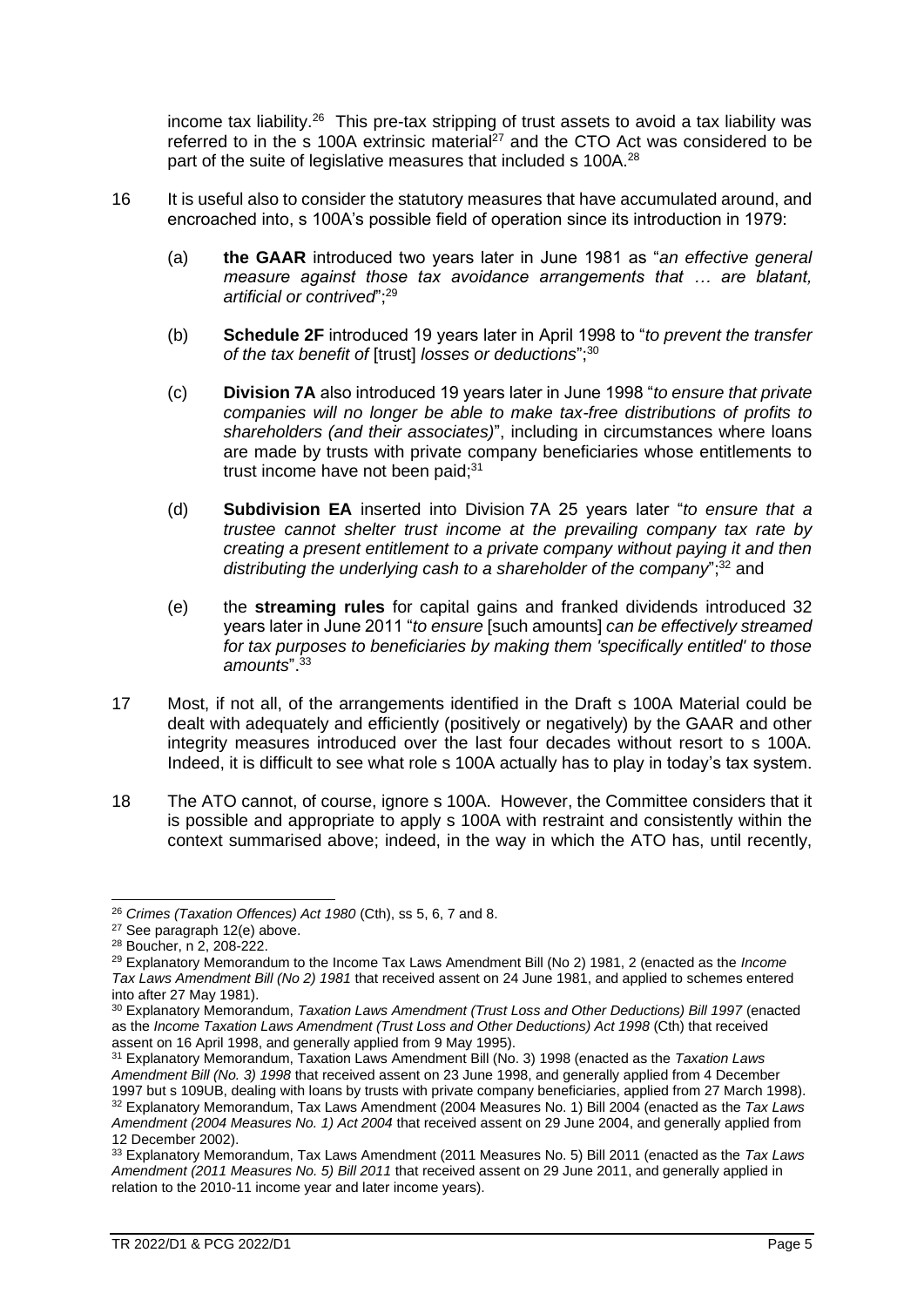income tax liability.[26] This pre-tax stripping of trust assets to avoid a tax liability was referred to in the s 100A extrinsic material[27] and the CTO Act was considered to be part of the suite of legislative measures that included s 100A.[28]

16 It is useful also to consider the statutory measures that have accumulated around, and encroached into, s 100A's possible field of operation since its introduction in 1979:

(a) **the GAAR** introduced two years later in June 1981 as "*an effective general measure against those tax avoidance arrangements that … are blatant, artificial or contrived*";[29]

(b) **Schedule 2F** introduced 19 years later in April 1998 to "*to prevent the transfer of the tax benefit of* [trust] *losses or deductions*";[30]

(c) **Division 7A** also introduced 19 years later in June 1998 "*to ensure that private companies will no longer be able to make tax-free distributions of profits to shareholders (and their associates)*", including in circumstances where loans are made by trusts with private company beneficiaries whose entitlements to trust income have not been paid;[31]

(d) **Subdivision EA** inserted into Division 7A 25 years later "*to ensure that a trustee cannot shelter trust income at the prevailing company tax rate by creating a present entitlement to a private company without paying it and then distributing the underlying cash to a shareholder of the company*";[32] and

(e) the **streaming rules** for capital gains and franked dividends introduced 32 years later in June 2011 "*to ensure* [such amounts] *can be effectively streamed for tax purposes to beneficiaries by making them 'specifically entitled' to those amounts*".[33]

17 Most, if not all, of the arrangements identified in the Draft s 100A Material could be dealt with adequately and efficiently (positively or negatively) by the GAAR and other integrity measures introduced over the last four decades without resort to s 100A. Indeed, it is difficult to see what role s 100A actually has to play in today's tax system.

18 The ATO cannot, of course, ignore s 100A. However, the Committee considers that it is possible and appropriate to apply s 100A with restraint and consistently within the context summarised above; indeed, in the way in which the ATO has, until recently,

---

[26] *Crimes (Taxation Offences) Act 1980* (Cth), ss 5, 6, 7 and 8.

[27] See paragraph 12(e) above.

[28] Boucher, n 2, 208-222.

[29] Explanatory Memorandum to the Income Tax Laws Amendment Bill (No 2) 1981, 2 (enacted as the *Income Tax Laws Amendment Bill (No 2) 1981* that received assent on 24 June 1981, and applied to schemes entered into after 27 May 1981).

[30] Explanatory Memorandum, *Taxation Laws Amendment (Trust Loss and Other Deductions) Bill 1997* (enacted as the *Income Taxation Laws Amendment (Trust Loss and Other Deductions) Act 1998* (Cth) that received assent on 16 April 1998, and generally applied from 9 May 1995).

[31] Explanatory Memorandum, Taxation Laws Amendment Bill (No. 3) 1998 (enacted as the *Taxation Laws Amendment Bill (No. 3) 1998* that received assent on 23 June 1998, and generally applied from 4 December 1997 but s 109UB, dealing with loans by trusts with private company beneficiaries, applied from 27 March 1998).

[32] Explanatory Memorandum, Tax Laws Amendment (2004 Measures No. 1) Bill 2004 (enacted as the *Tax Laws Amendment (2004 Measures No. 1) Act 2004* that received assent on 29 June 2004, and generally applied from 12 December 2002).

[33] Explanatory Memorandum, Tax Laws Amendment (2011 Measures No. 5) Bill 2011 (enacted as the *Tax Laws Amendment (2011 Measures No. 5) Bill 2011* that received assent on 29 June 2011, and generally applied in relation to the 2010-11 income year and later income years).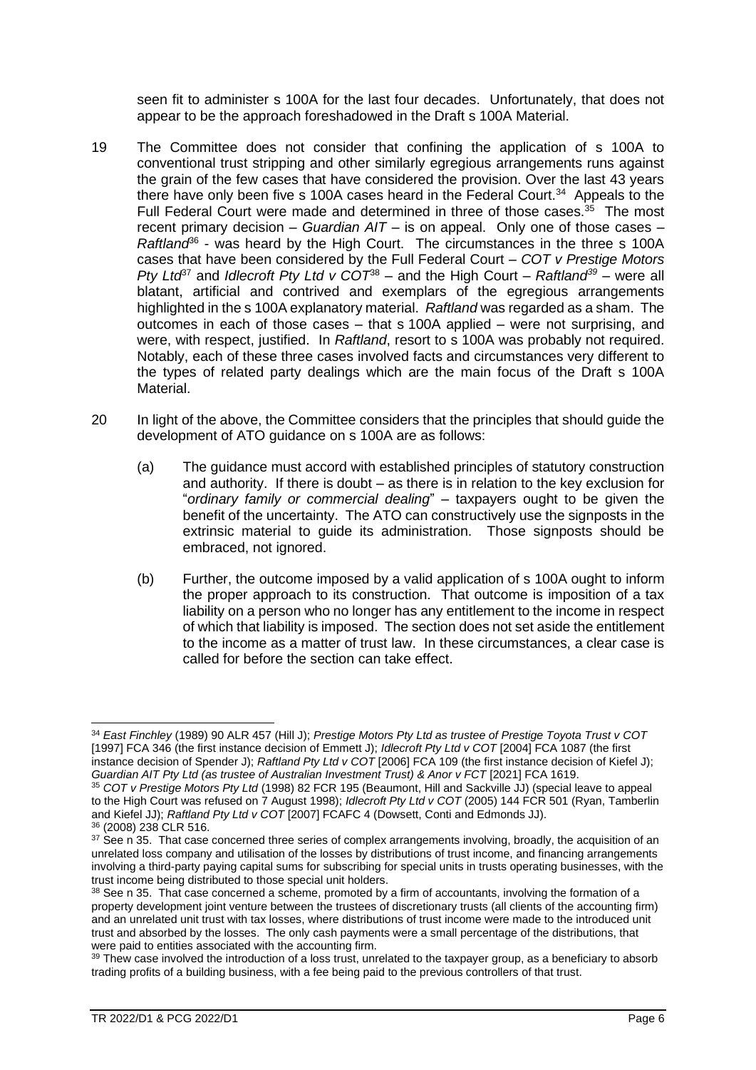seen fit to administer s 100A for the last four decades. Unfortunately, that does not appear to be the approach foreshadowed in the Draft s 100A Material.

19 The Committee does not consider that confining the application of s 100A to conventional trust stripping and other similarly egregious arrangements runs against the grain of the few cases that have considered the provision. Over the last 43 years there have only been five s 100A cases heard in the Federal Court.[34] Appeals to the Full Federal Court were made and determined in three of those cases.[35] The most recent primary decision – *Guardian AIT* – is on appeal. Only one of those cases – *Raftland*[36] - was heard by the High Court. The circumstances in the three s 100A cases that have been considered by the Full Federal Court – *COT v Prestige Motors Pty Ltd*[37] and *Idlecroft Pty Ltd v COT*[38] – and the High Court – *Raftland*[39] – were all blatant, artificial and contrived and exemplars of the egregious arrangements highlighted in the s 100A explanatory material. *Raftland* was regarded as a sham. The outcomes in each of those cases – that s 100A applied – were not surprising, and were, with respect, justified. In *Raftland*, resort to s 100A was probably not required. Notably, each of these three cases involved facts and circumstances very different to the types of related party dealings which are the main focus of the Draft s 100A Material.

20 In light of the above, the Committee considers that the principles that should guide the development of ATO guidance on s 100A are as follows:

(a) The guidance must accord with established principles of statutory construction and authority. If there is doubt – as there is in relation to the key exclusion for "*ordinary family or commercial dealing*" – taxpayers ought to be given the benefit of the uncertainty. The ATO can constructively use the signposts in the extrinsic material to guide its administration. Those signposts should be embraced, not ignored.

(b) Further, the outcome imposed by a valid application of s 100A ought to inform the proper approach to its construction. That outcome is imposition of a tax liability on a person who no longer has any entitlement to the income in respect of which that liability is imposed. The section does not set aside the entitlement to the income as a matter of trust law. In these circumstances, a clear case is called for before the section can take effect.

---

[34] *East Finchley* (1989) 90 ALR 457 (Hill J); *Prestige Motors Pty Ltd as trustee of Prestige Toyota Trust v COT* [1997] FCA 346 (the first instance decision of Emmett J); *Idlecroft Pty Ltd v COT* [2004] FCA 1087 (the first instance decision of Spender J); *Raftland Pty Ltd v COT* [2006] FCA 109 (the first instance decision of Kiefel J); *Guardian AIT Pty Ltd (as trustee of Australian Investment Trust) & Anor v FCT* [2021] FCA 1619.

[35] *COT v Prestige Motors Pty Ltd* (1998) 82 FCR 195 (Beaumont, Hill and Sackville JJ) (special leave to appeal to the High Court was refused on 7 August 1998); *Idlecroft Pty Ltd v COT* (2005) 144 FCR 501 (Ryan, Tamberlin and Kiefel JJ); *Raftland Pty Ltd v COT* [2007] FCAFC 4 (Dowsett, Conti and Edmonds JJ).

[36] (2008) 238 CLR 516.

[37] See n 35. That case concerned three series of complex arrangements involving, broadly, the acquisition of an unrelated loss company and utilisation of the losses by distributions of trust income, and financing arrangements involving a third-party paying capital sums for subscribing for special units in trusts operating businesses, with the trust income being distributed to those special unit holders.

[38] See n 35. That case concerned a scheme, promoted by a firm of accountants, involving the formation of a property development joint venture between the trustees of discretionary trusts (all clients of the accounting firm) and an unrelated unit trust with tax losses, where distributions of trust income were made to the introduced unit trust and absorbed by the losses. The only cash payments were a small percentage of the distributions, that were paid to entities associated with the accounting firm.

[39] Thew case involved the introduction of a loss trust, unrelated to the taxpayer group, as a beneficiary to absorb trading profits of a building business, with a fee being paid to the previous controllers of that trust.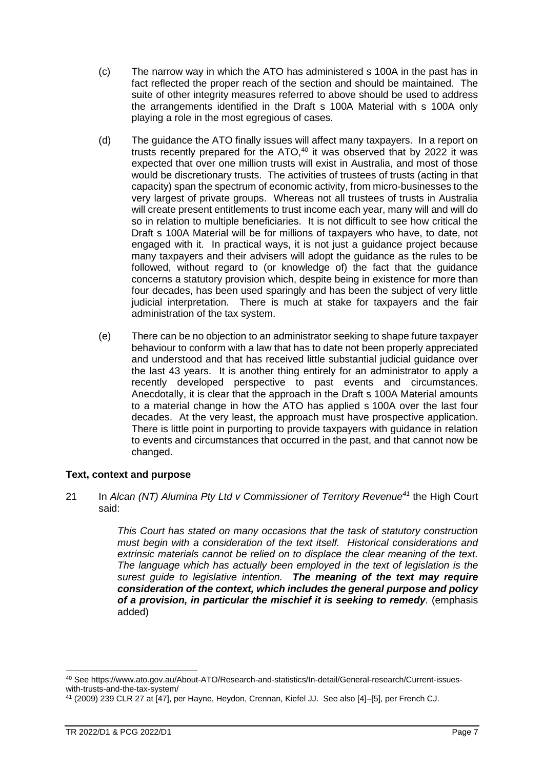(c) The narrow way in which the ATO has administered s 100A in the past has in fact reflected the proper reach of the section and should be maintained. The suite of other integrity measures referred to above should be used to address the arrangements identified in the Draft s 100A Material with s 100A only playing a role in the most egregious of cases.

(d) The guidance the ATO finally issues will affect many taxpayers. In a report on trusts recently prepared for the ATO,[40] it was observed that by 2022 it was expected that over one million trusts will exist in Australia, and most of those would be discretionary trusts. The activities of trustees of trusts (acting in that capacity) span the spectrum of economic activity, from micro-businesses to the very largest of private groups. Whereas not all trustees of trusts in Australia will create present entitlements to trust income each year, many will and will do so in relation to multiple beneficiaries. It is not difficult to see how critical the Draft s 100A Material will be for millions of taxpayers who have, to date, not engaged with it. In practical ways, it is not just a guidance project because many taxpayers and their advisers will adopt the guidance as the rules to be followed, without regard to (or knowledge of) the fact that the guidance concerns a statutory provision which, despite being in existence for more than four decades, has been used sparingly and has been the subject of very little judicial interpretation. There is much at stake for taxpayers and the fair administration of the tax system.

(e) There can be no objection to an administrator seeking to shape future taxpayer behaviour to conform with a law that has to date not been properly appreciated and understood and that has received little substantial judicial guidance over the last 43 years. It is another thing entirely for an administrator to apply a recently developed perspective to past events and circumstances. Anecdotally, it is clear that the approach in the Draft s 100A Material amounts to a material change in how the ATO has applied s 100A over the last four decades. At the very least, the approach must have prospective application. There is little point in purporting to provide taxpayers with guidance in relation to events and circumstances that occurred in the past, and that cannot now be changed.

**Text, context and purpose**

21 In *Alcan (NT) Alumina Pty Ltd v Commissioner of Territory Revenue*[41] the High Court said:

> *This Court has stated on many occasions that the task of statutory construction must begin with a consideration of the text itself. Historical considerations and extrinsic materials cannot be relied on to displace the clear meaning of the text. The language which has actually been employed in the text of legislation is the surest guide to legislative intention.* ***The meaning of the text may require consideration of the context, which includes the general purpose and policy of a provision, in particular the mischief it is seeking to remedy****.* (emphasis added)

---

[40] See https://www.ato.gov.au/About-ATO/Research-and-statistics/In-detail/General-research/Current-issues-with-trusts-and-the-tax-system/

[41] (2009) 239 CLR 27 at [47], per Hayne, Heydon, Crennan, Kiefel JJ. See also [4]–[5], per French CJ.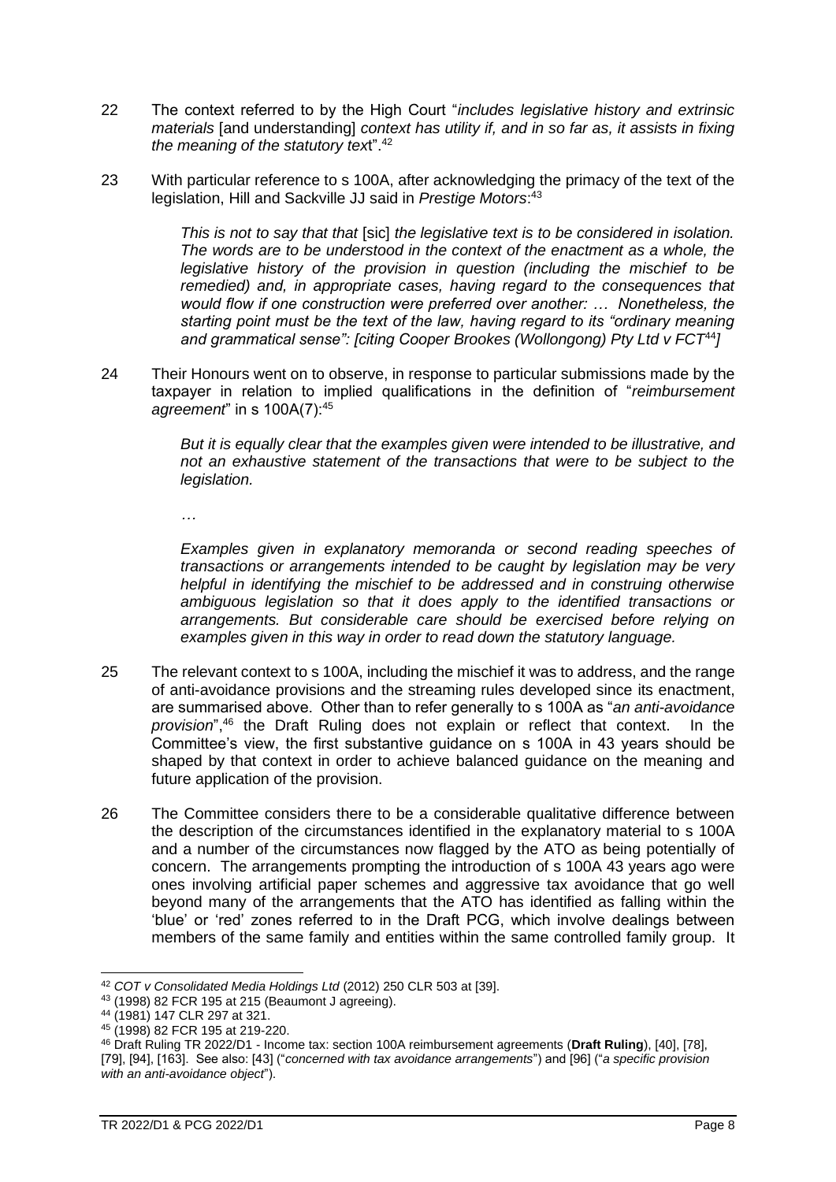22 The context referred to by the High Court "*includes legislative history and extrinsic materials* [and understanding] *context has utility if, and in so far as, it assists in fixing the meaning of the statutory text*".[42]

23 With particular reference to s 100A, after acknowledging the primacy of the text of the legislation, Hill and Sackville JJ said in *Prestige Motors*:[43]

> *This is not to say that that* [sic] *the legislative text is to be considered in isolation. The words are to be understood in the context of the enactment as a whole, the legislative history of the provision in question (including the mischief to be remedied) and, in appropriate cases, having regard to the consequences that would flow if one construction were preferred over another: … Nonetheless, the starting point must be the text of the law, having regard to its "ordinary meaning and grammatical sense": [citing Cooper Brookes (Wollongong) Pty Ltd v FCT*[44]*]*

24 Their Honours went on to observe, in response to particular submissions made by the taxpayer in relation to implied qualifications in the definition of "*reimbursement agreement*" in s 100A(7):[45]

> *But it is equally clear that the examples given were intended to be illustrative, and not an exhaustive statement of the transactions that were to be subject to the legislation.*
>
> *…*
>
> *Examples given in explanatory memoranda or second reading speeches of transactions or arrangements intended to be caught by legislation may be very helpful in identifying the mischief to be addressed and in construing otherwise ambiguous legislation so that it does apply to the identified transactions or arrangements. But considerable care should be exercised before relying on examples given in this way in order to read down the statutory language.*

25 The relevant context to s 100A, including the mischief it was to address, and the range of anti-avoidance provisions and the streaming rules developed since its enactment, are summarised above. Other than to refer generally to s 100A as "*an anti-avoidance provision*",[46] the Draft Ruling does not explain or reflect that context. In the Committee's view, the first substantive guidance on s 100A in 43 years should be shaped by that context in order to achieve balanced guidance on the meaning and future application of the provision.

26 The Committee considers there to be a considerable qualitative difference between the description of the circumstances identified in the explanatory material to s 100A and a number of the circumstances now flagged by the ATO as being potentially of concern. The arrangements prompting the introduction of s 100A 43 years ago were ones involving artificial paper schemes and aggressive tax avoidance that go well beyond many of the arrangements that the ATO has identified as falling within the 'blue' or 'red' zones referred to in the Draft PCG, which involve dealings between members of the same family and entities within the same controlled family group. It

---

[42] *COT v Consolidated Media Holdings Ltd* (2012) 250 CLR 503 at [39].

[43] (1998) 82 FCR 195 at 215 (Beaumont J agreeing).

[44] (1981) 147 CLR 297 at 321.

[45] (1998) 82 FCR 195 at 219-220.

[46] Draft Ruling TR 2022/D1 - Income tax: section 100A reimbursement agreements (**Draft Ruling**), [40], [78], [79], [94], [163]. See also: [43] ("*concerned with tax avoidance arrangements*") and [96] ("*a specific provision with an anti-avoidance object*").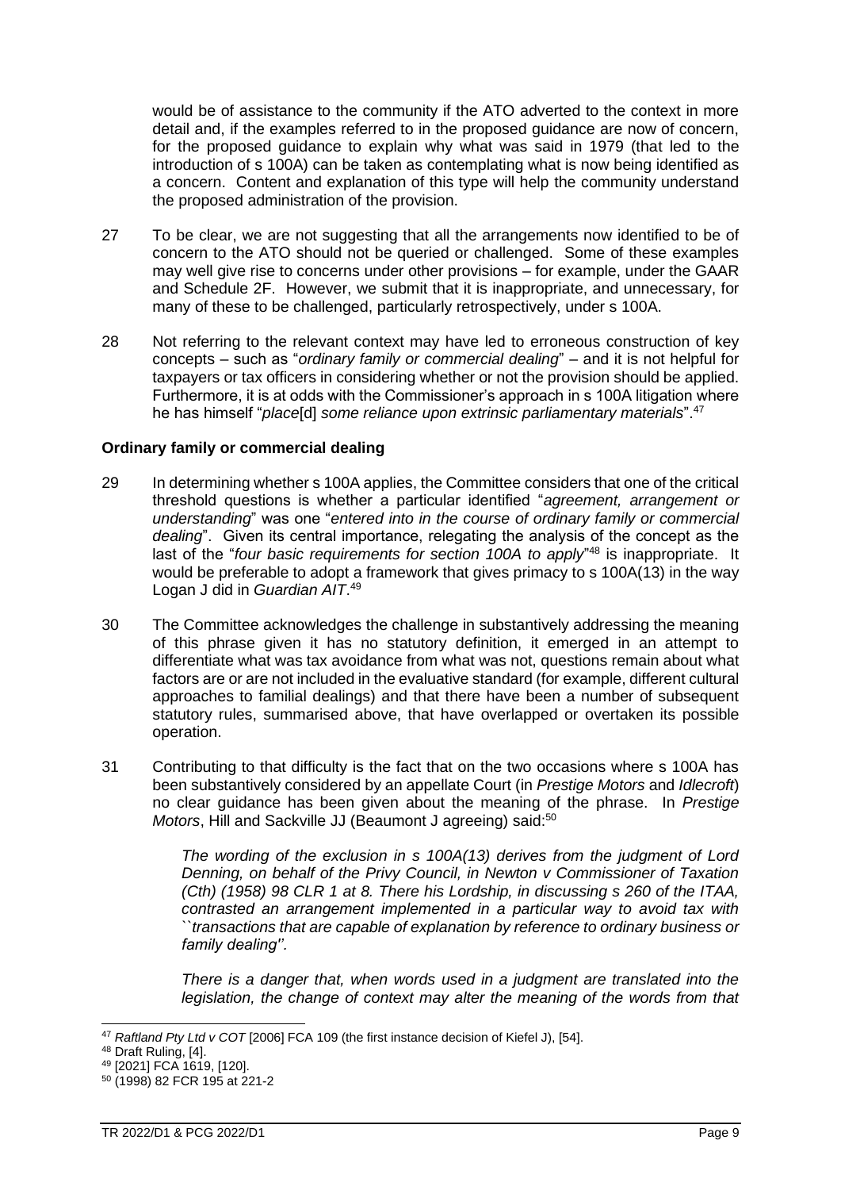would be of assistance to the community if the ATO adverted to the context in more detail and, if the examples referred to in the proposed guidance are now of concern, for the proposed guidance to explain why what was said in 1979 (that led to the introduction of s 100A) can be taken as contemplating what is now being identified as a concern. Content and explanation of this type will help the community understand the proposed administration of the provision.

27 To be clear, we are not suggesting that all the arrangements now identified to be of concern to the ATO should not be queried or challenged. Some of these examples may well give rise to concerns under other provisions – for example, under the GAAR and Schedule 2F. However, we submit that it is inappropriate, and unnecessary, for many of these to be challenged, particularly retrospectively, under s 100A.

28 Not referring to the relevant context may have led to erroneous construction of key concepts – such as "*ordinary family or commercial dealing*" – and it is not helpful for taxpayers or tax officers in considering whether or not the provision should be applied. Furthermore, it is at odds with the Commissioner's approach in s 100A litigation where he has himself "*place*[d] *some reliance upon extrinsic parliamentary materials*".[47]

### Ordinary family or commercial dealing

29 In determining whether s 100A applies, the Committee considers that one of the critical threshold questions is whether a particular identified "*agreement, arrangement or understanding*" was one "*entered into in the course of ordinary family or commercial dealing*". Given its central importance, relegating the analysis of the concept as the last of the "*four basic requirements for section 100A to apply*"[48] is inappropriate. It would be preferable to adopt a framework that gives primacy to s 100A(13) in the way Logan J did in *Guardian AIT*.[49]

30 The Committee acknowledges the challenge in substantively addressing the meaning of this phrase given it has no statutory definition, it emerged in an attempt to differentiate what was tax avoidance from what was not, questions remain about what factors are or are not included in the evaluative standard (for example, different cultural approaches to familial dealings) and that there have been a number of subsequent statutory rules, summarised above, that have overlapped or overtaken its possible operation.

31 Contributing to that difficulty is the fact that on the two occasions where s 100A has been substantively considered by an appellate Court (in *Prestige Motors* and *Idlecroft*) no clear guidance has been given about the meaning of the phrase. In *Prestige Motors*, Hill and Sackville JJ (Beaumont J agreeing) said:[50]

> *The wording of the exclusion in s 100A(13) derives from the judgment of Lord Denning, on behalf of the Privy Council, in Newton v Commissioner of Taxation (Cth) (1958) 98 CLR 1 at 8. There his Lordship, in discussing s 260 of the ITAA, contrasted an arrangement implemented in a particular way to avoid tax with ``transactions that are capable of explanation by reference to ordinary business or family dealing''.*
>
> *There is a danger that, when words used in a judgment are translated into the legislation, the change of context may alter the meaning of the words from that*

---

[47] *Raftland Pty Ltd v COT* [2006] FCA 109 (the first instance decision of Kiefel J), [54].

[48] Draft Ruling, [4].

[49] [2021] FCA 1619, [120].

[50] (1998) 82 FCR 195 at 221-2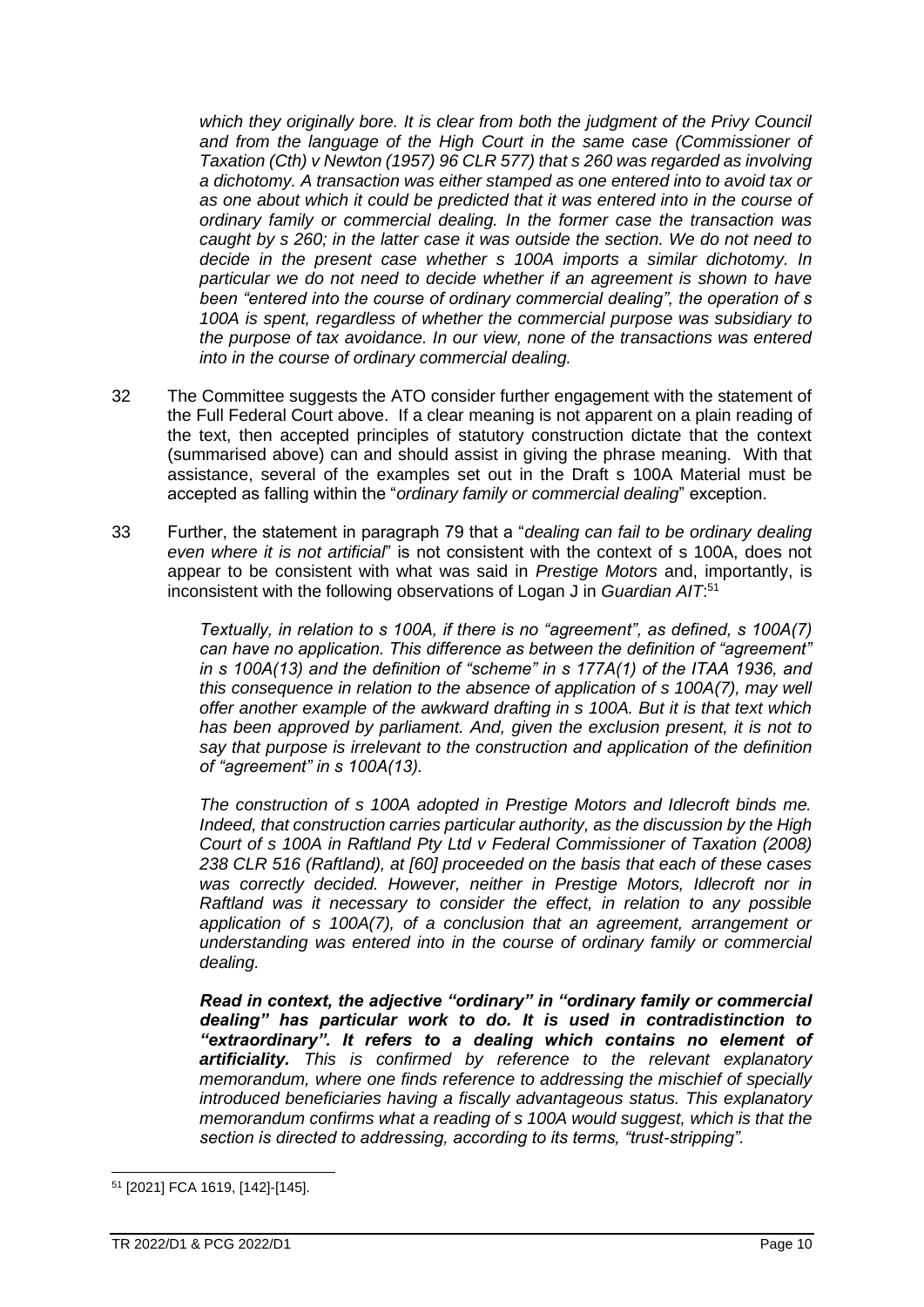*which they originally bore. It is clear from both the judgment of the Privy Council and from the language of the High Court in the same case (Commissioner of Taxation (Cth) v Newton (1957) 96 CLR 577) that s 260 was regarded as involving a dichotomy. A transaction was either stamped as one entered into to avoid tax or as one about which it could be predicted that it was entered into in the course of ordinary family or commercial dealing. In the former case the transaction was caught by s 260; in the latter case it was outside the section. We do not need to decide in the present case whether s 100A imports a similar dichotomy. In particular we do not need to decide whether if an agreement is shown to have been "entered into the course of ordinary commercial dealing", the operation of s 100A is spent, regardless of whether the commercial purpose was subsidiary to the purpose of tax avoidance. In our view, none of the transactions was entered into in the course of ordinary commercial dealing.*

32 The Committee suggests the ATO consider further engagement with the statement of the Full Federal Court above. If a clear meaning is not apparent on a plain reading of the text, then accepted principles of statutory construction dictate that the context (summarised above) can and should assist in giving the phrase meaning. With that assistance, several of the examples set out in the Draft s 100A Material must be accepted as falling within the "*ordinary family or commercial dealing*" exception.

33 Further, the statement in paragraph 79 that a "*dealing can fail to be ordinary dealing even where it is not artificial*" is not consistent with the context of s 100A, does not appear to be consistent with what was said in *Prestige Motors* and, importantly, is inconsistent with the following observations of Logan J in *Guardian AIT*:[51]

> *Textually, in relation to s 100A, if there is no "agreement", as defined, s 100A(7) can have no application. This difference as between the definition of "agreement" in s 100A(13) and the definition of "scheme" in s 177A(1) of the ITAA 1936, and this consequence in relation to the absence of application of s 100A(7), may well offer another example of the awkward drafting in s 100A. But it is that text which has been approved by parliament. And, given the exclusion present, it is not to say that purpose is irrelevant to the construction and application of the definition of "agreement" in s 100A(13).*
>
> *The construction of s 100A adopted in Prestige Motors and Idlecroft binds me. Indeed, that construction carries particular authority, as the discussion by the High Court of s 100A in Raftland Pty Ltd v Federal Commissioner of Taxation (2008) 238 CLR 516 (Raftland), at [60] proceeded on the basis that each of these cases was correctly decided. However, neither in Prestige Motors, Idlecroft nor in Raftland was it necessary to consider the effect, in relation to any possible application of s 100A(7), of a conclusion that an agreement, arrangement or understanding was entered into in the course of ordinary family or commercial dealing.*
>
> ***Read in context, the adjective "ordinary" in "ordinary family or commercial dealing" has particular work to do. It is used in contradistinction to "extraordinary". It refers to a dealing which contains no element of artificiality.*** *This is confirmed by reference to the relevant explanatory memorandum, where one finds reference to addressing the mischief of specially introduced beneficiaries having a fiscally advantageous status. This explanatory memorandum confirms what a reading of s 100A would suggest, which is that the section is directed to addressing, according to its terms, "trust-stripping".*

---

[51] [2021] FCA 1619, [142]-[145].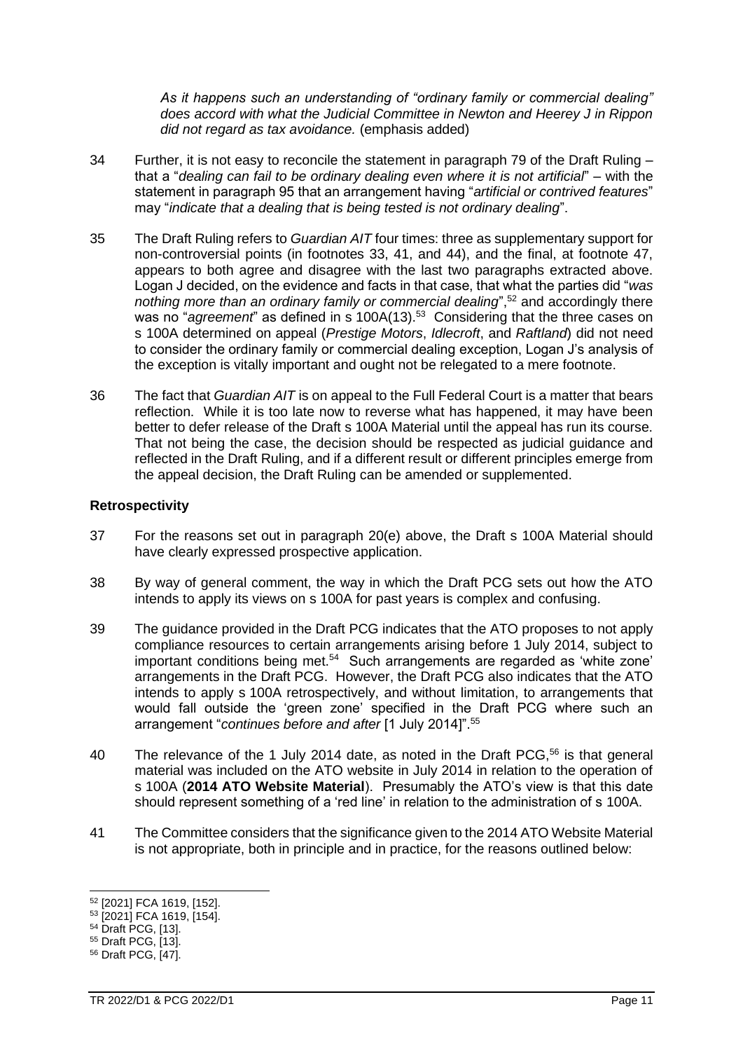*As it happens such an understanding of "ordinary family or commercial dealing" does accord with what the Judicial Committee in Newton and Heerey J in Rippon did not regard as tax avoidance.* (emphasis added)

34 Further, it is not easy to reconcile the statement in paragraph 79 of the Draft Ruling – that a "*dealing can fail to be ordinary dealing even where it is not artificial*" – with the statement in paragraph 95 that an arrangement having "*artificial or contrived features*" may "*indicate that a dealing that is being tested is not ordinary dealing*".

35 The Draft Ruling refers to *Guardian AIT* four times: three as supplementary support for non-controversial points (in footnotes 33, 41, and 44), and the final, at footnote 47, appears to both agree and disagree with the last two paragraphs extracted above. Logan J decided, on the evidence and facts in that case, that what the parties did "*was nothing more than an ordinary family or commercial dealing*",[52] and accordingly there was no "*agreement*" as defined in s 100A(13).[53] Considering that the three cases on s 100A determined on appeal (*Prestige Motors*, *Idlecroft*, and *Raftland*) did not need to consider the ordinary family or commercial dealing exception, Logan J's analysis of the exception is vitally important and ought not be relegated to a mere footnote.

36 The fact that *Guardian AIT* is on appeal to the Full Federal Court is a matter that bears reflection. While it is too late now to reverse what has happened, it may have been better to defer release of the Draft s 100A Material until the appeal has run its course. That not being the case, the decision should be respected as judicial guidance and reflected in the Draft Ruling, and if a different result or different principles emerge from the appeal decision, the Draft Ruling can be amended or supplemented.

### Retrospectivity

37 For the reasons set out in paragraph 20(e) above, the Draft s 100A Material should have clearly expressed prospective application.

38 By way of general comment, the way in which the Draft PCG sets out how the ATO intends to apply its views on s 100A for past years is complex and confusing.

39 The guidance provided in the Draft PCG indicates that the ATO proposes to not apply compliance resources to certain arrangements arising before 1 July 2014, subject to important conditions being met.[54] Such arrangements are regarded as 'white zone' arrangements in the Draft PCG. However, the Draft PCG also indicates that the ATO intends to apply s 100A retrospectively, and without limitation, to arrangements that would fall outside the 'green zone' specified in the Draft PCG where such an arrangement "*continues before and after* [1 July 2014]".[55]

40 The relevance of the 1 July 2014 date, as noted in the Draft PCG,[56] is that general material was included on the ATO website in July 2014 in relation to the operation of s 100A (**2014 ATO Website Material**). Presumably the ATO's view is that this date should represent something of a 'red line' in relation to the administration of s 100A.

41 The Committee considers that the significance given to the 2014 ATO Website Material is not appropriate, both in principle and in practice, for the reasons outlined below:

---

[52] [2021] FCA 1619, [152].
[53] [2021] FCA 1619, [154].
[54] Draft PCG, [13].
[55] Draft PCG, [13].
[56] Draft PCG, [47].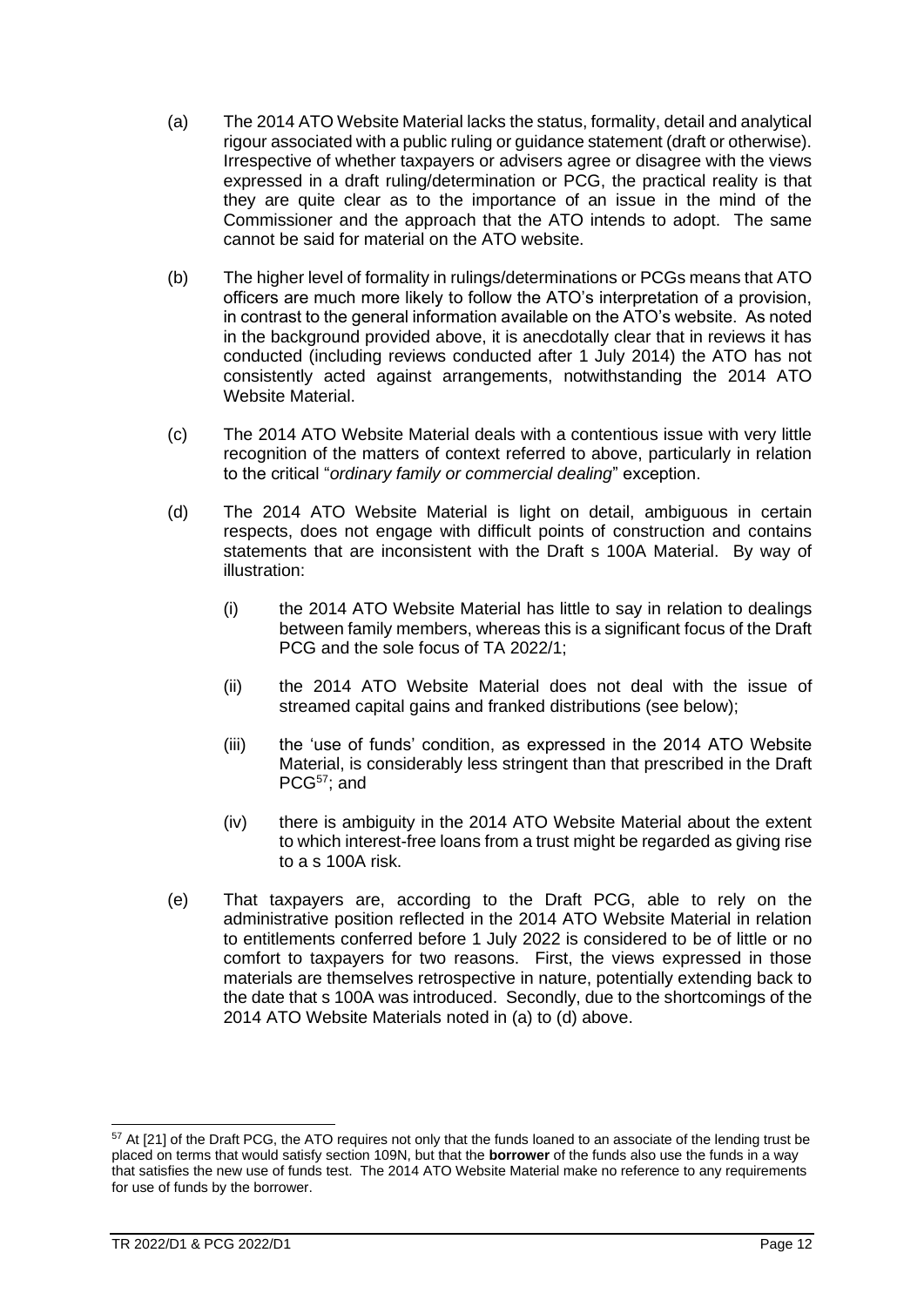(a) The 2014 ATO Website Material lacks the status, formality, detail and analytical rigour associated with a public ruling or guidance statement (draft or otherwise). Irrespective of whether taxpayers or advisers agree or disagree with the views expressed in a draft ruling/determination or PCG, the practical reality is that they are quite clear as to the importance of an issue in the mind of the Commissioner and the approach that the ATO intends to adopt. The same cannot be said for material on the ATO website.

(b) The higher level of formality in rulings/determinations or PCGs means that ATO officers are much more likely to follow the ATO's interpretation of a provision, in contrast to the general information available on the ATO's website. As noted in the background provided above, it is anecdotally clear that in reviews it has conducted (including reviews conducted after 1 July 2014) the ATO has not consistently acted against arrangements, notwithstanding the 2014 ATO Website Material.

(c) The 2014 ATO Website Material deals with a contentious issue with very little recognition of the matters of context referred to above, particularly in relation to the critical "*ordinary family or commercial dealing*" exception.

(d) The 2014 ATO Website Material is light on detail, ambiguous in certain respects, does not engage with difficult points of construction and contains statements that are inconsistent with the Draft s 100A Material. By way of illustration:

   (i) the 2014 ATO Website Material has little to say in relation to dealings between family members, whereas this is a significant focus of the Draft PCG and the sole focus of TA 2022/1;

   (ii) the 2014 ATO Website Material does not deal with the issue of streamed capital gains and franked distributions (see below);

   (iii) the 'use of funds' condition, as expressed in the 2014 ATO Website Material, is considerably less stringent than that prescribed in the Draft PCG[57]; and

   (iv) there is ambiguity in the 2014 ATO Website Material about the extent to which interest-free loans from a trust might be regarded as giving rise to a s 100A risk.

(e) That taxpayers are, according to the Draft PCG, able to rely on the administrative position reflected in the 2014 ATO Website Material in relation to entitlements conferred before 1 July 2022 is considered to be of little or no comfort to taxpayers for two reasons. First, the views expressed in those materials are themselves retrospective in nature, potentially extending back to the date that s 100A was introduced. Secondly, due to the shortcomings of the 2014 ATO Website Materials noted in (a) to (d) above.

---

[57] At [21] of the Draft PCG, the ATO requires not only that the funds loaned to an associate of the lending trust be placed on terms that would satisfy section 109N, but that the **borrower** of the funds also use the funds in a way that satisfies the new use of funds test. The 2014 ATO Website Material make no reference to any requirements for use of funds by the borrower.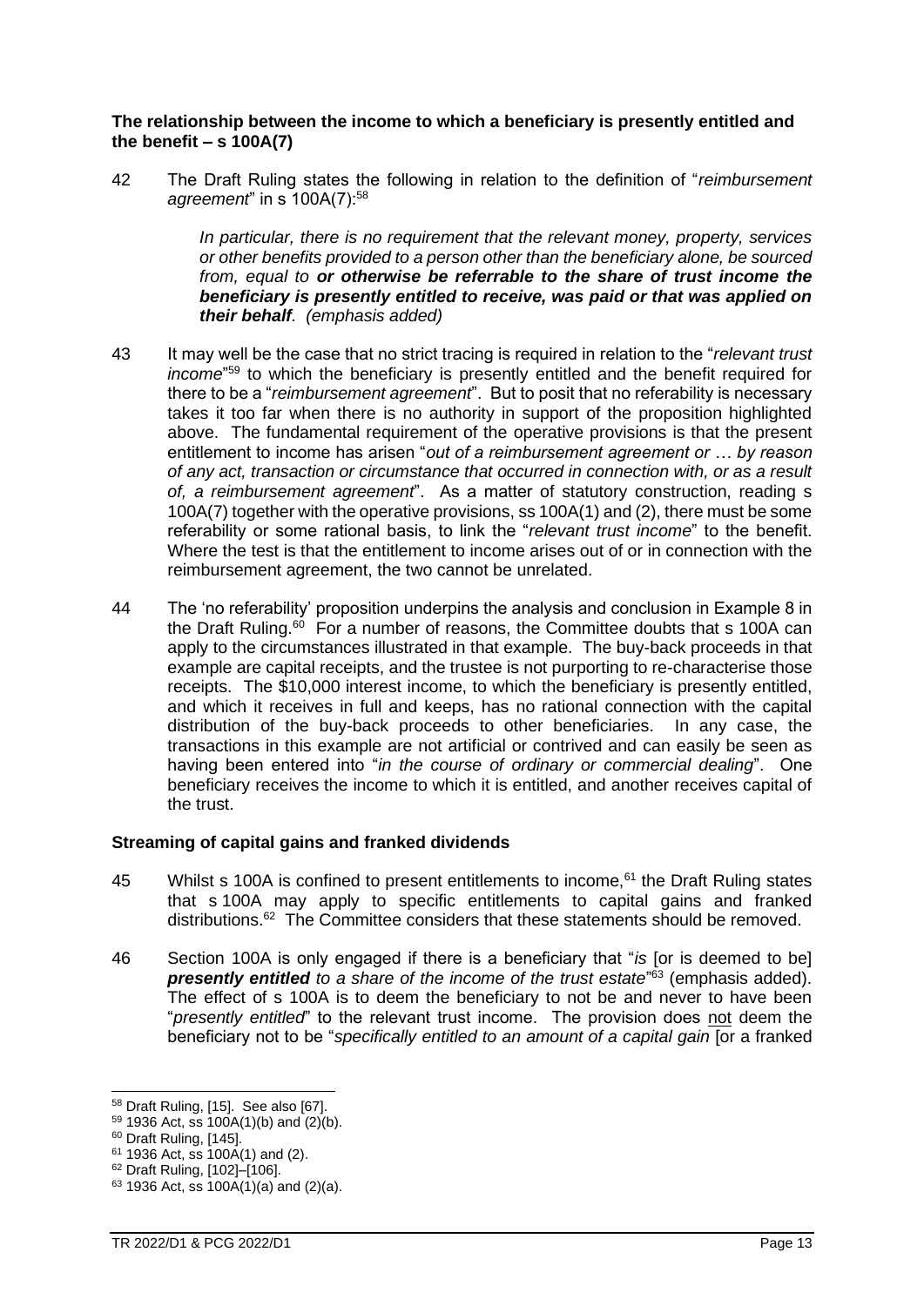**The relationship between the income to which a beneficiary is presently entitled and the benefit – s 100A(7)**

42 The Draft Ruling states the following in relation to the definition of "*reimbursement agreement*" in s 100A(7):[58]

> *In particular, there is no requirement that the relevant money, property, services or other benefits provided to a person other than the beneficiary alone, be sourced from, equal to* ***or otherwise be referrable to the share of trust income the beneficiary is presently entitled to receive, was paid or that was applied on their behalf****. (emphasis added)*

43 It may well be the case that no strict tracing is required in relation to the "*relevant trust income*"[59] to which the beneficiary is presently entitled and the benefit required for there to be a "*reimbursement agreement*". But to posit that no referability is necessary takes it too far when there is no authority in support of the proposition highlighted above. The fundamental requirement of the operative provisions is that the present entitlement to income has arisen "*out of a reimbursement agreement or … by reason of any act, transaction or circumstance that occurred in connection with, or as a result of, a reimbursement agreement*". As a matter of statutory construction, reading s 100A(7) together with the operative provisions, ss 100A(1) and (2), there must be some referability or some rational basis, to link the "*relevant trust income*" to the benefit. Where the test is that the entitlement to income arises out of or in connection with the reimbursement agreement, the two cannot be unrelated.

44 The 'no referability' proposition underpins the analysis and conclusion in Example 8 in the Draft Ruling.[60] For a number of reasons, the Committee doubts that s 100A can apply to the circumstances illustrated in that example. The buy-back proceeds in that example are capital receipts, and the trustee is not purporting to re-characterise those receipts. The $10,000 interest income, to which the beneficiary is presently entitled, and which it receives in full and keeps, has no rational connection with the capital distribution of the buy-back proceeds to other beneficiaries. In any case, the transactions in this example are not artificial or contrived and can easily be seen as having been entered into "*in the course of ordinary or commercial dealing*". One beneficiary receives the income to which it is entitled, and another receives capital of the trust.

**Streaming of capital gains and franked dividends**

45 Whilst s 100A is confined to present entitlements to income,[61] the Draft Ruling states that s 100A may apply to specific entitlements to capital gains and franked distributions.[62] The Committee considers that these statements should be removed.

46 Section 100A is only engaged if there is a beneficiary that "*is* [or is deemed to be] ***presently entitled*** *to a share of the income of the trust estate*"[63] (emphasis added). The effect of s 100A is to deem the beneficiary to not be and never to have been "*presently entitled*" to the relevant trust income. The provision does not deem the beneficiary not to be "*specifically entitled to an amount of a capital gain* [or a franked

---

[58] Draft Ruling, [15]. See also [67].

[59] 1936 Act, ss 100A(1)(b) and (2)(b).

[60] Draft Ruling, [145].

[61] 1936 Act, ss 100A(1) and (2).

[62] Draft Ruling, [102]–[106].

[63] 1936 Act, ss 100A(1)(a) and (2)(a).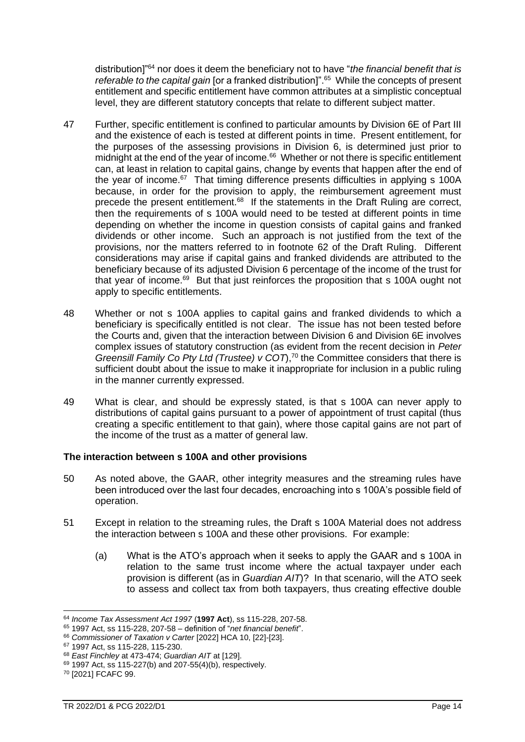distribution]"[64] nor does it deem the beneficiary not to have "*the financial benefit that is referable to the capital gain* [or a franked distribution]".[65] While the concepts of present entitlement and specific entitlement have common attributes at a simplistic conceptual level, they are different statutory concepts that relate to different subject matter.

47 Further, specific entitlement is confined to particular amounts by Division 6E of Part III and the existence of each is tested at different points in time. Present entitlement, for the purposes of the assessing provisions in Division 6, is determined just prior to midnight at the end of the year of income.[66] Whether or not there is specific entitlement can, at least in relation to capital gains, change by events that happen after the end of the year of income.[67] That timing difference presents difficulties in applying s 100A because, in order for the provision to apply, the reimbursement agreement must precede the present entitlement.[68] If the statements in the Draft Ruling are correct, then the requirements of s 100A would need to be tested at different points in time depending on whether the income in question consists of capital gains and franked dividends or other income. Such an approach is not justified from the text of the provisions, nor the matters referred to in footnote 62 of the Draft Ruling. Different considerations may arise if capital gains and franked dividends are attributed to the beneficiary because of its adjusted Division 6 percentage of the income of the trust for that year of income.[69] But that just reinforces the proposition that s 100A ought not apply to specific entitlements.

48 Whether or not s 100A applies to capital gains and franked dividends to which a beneficiary is specifically entitled is not clear. The issue has not been tested before the Courts and, given that the interaction between Division 6 and Division 6E involves complex issues of statutory construction (as evident from the recent decision in *Peter Greensill Family Co Pty Ltd (Trustee) v COT*),[70] the Committee considers that there is sufficient doubt about the issue to make it inappropriate for inclusion in a public ruling in the manner currently expressed.

49 What is clear, and should be expressly stated, is that s 100A can never apply to distributions of capital gains pursuant to a power of appointment of trust capital (thus creating a specific entitlement to that gain), where those capital gains are not part of the income of the trust as a matter of general law.

### The interaction between s 100A and other provisions

50 As noted above, the GAAR, other integrity measures and the streaming rules have been introduced over the last four decades, encroaching into s 100A's possible field of operation.

51 Except in relation to the streaming rules, the Draft s 100A Material does not address the interaction between s 100A and these other provisions. For example:

(a) What is the ATO's approach when it seeks to apply the GAAR and s 100A in relation to the same trust income where the actual taxpayer under each provision is different (as in *Guardian AIT*)? In that scenario, will the ATO seek to assess and collect tax from both taxpayers, thus creating effective double

---

[64] *Income Tax Assessment Act 1997* (**1997 Act**), ss 115-228, 207-58.

[65] 1997 Act, ss 115-228, 207-58 – definition of "*net financial benefit*".

[66] *Commissioner of Taxation v Carter* [2022] HCA 10, [22]-[23].

[67] 1997 Act, ss 115-228, 115-230.

[68] *East Finchley* at 473-474; *Guardian AIT* at [129].

[69] 1997 Act, ss 115-227(b) and 207-55(4)(b), respectively.

[70] [2021] FCAFC 99.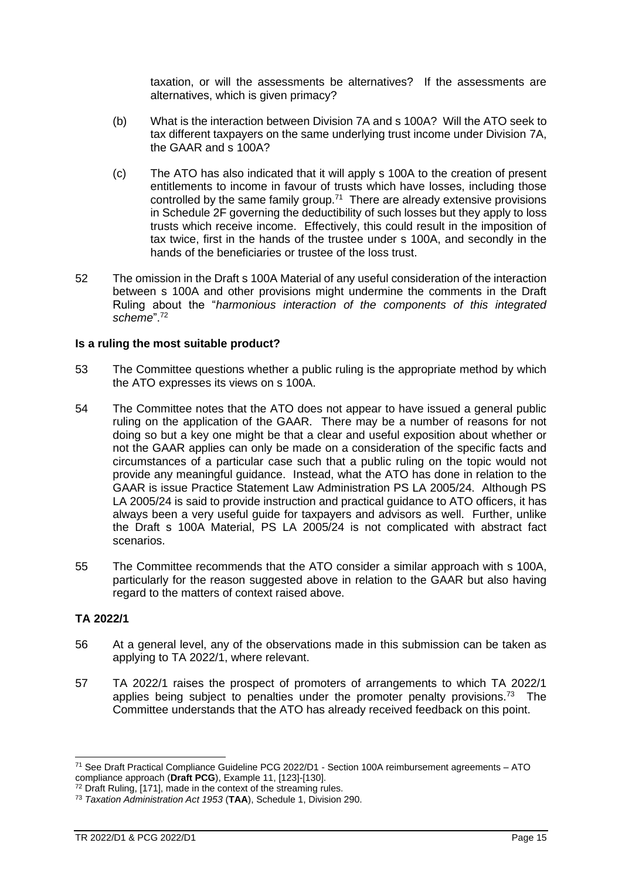taxation, or will the assessments be alternatives? If the assessments are alternatives, which is given primacy?

(b) What is the interaction between Division 7A and s 100A? Will the ATO seek to tax different taxpayers on the same underlying trust income under Division 7A, the GAAR and s 100A?

(c) The ATO has also indicated that it will apply s 100A to the creation of present entitlements to income in favour of trusts which have losses, including those controlled by the same family group.[71] There are already extensive provisions in Schedule 2F governing the deductibility of such losses but they apply to loss trusts which receive income. Effectively, this could result in the imposition of tax twice, first in the hands of the trustee under s 100A, and secondly in the hands of the beneficiaries or trustee of the loss trust.

52 The omission in the Draft s 100A Material of any useful consideration of the interaction between s 100A and other provisions might undermine the comments in the Draft Ruling about the "*harmonious interaction of the components of this integrated scheme*".[72]

**Is a ruling the most suitable product?**

53 The Committee questions whether a public ruling is the appropriate method by which the ATO expresses its views on s 100A.

54 The Committee notes that the ATO does not appear to have issued a general public ruling on the application of the GAAR. There may be a number of reasons for not doing so but a key one might be that a clear and useful exposition about whether or not the GAAR applies can only be made on a consideration of the specific facts and circumstances of a particular case such that a public ruling on the topic would not provide any meaningful guidance. Instead, what the ATO has done in relation to the GAAR is issue Practice Statement Law Administration PS LA 2005/24. Although PS LA 2005/24 is said to provide instruction and practical guidance to ATO officers, it has always been a very useful guide for taxpayers and advisors as well. Further, unlike the Draft s 100A Material, PS LA 2005/24 is not complicated with abstract fact scenarios.

55 The Committee recommends that the ATO consider a similar approach with s 100A, particularly for the reason suggested above in relation to the GAAR but also having regard to the matters of context raised above.

**TA 2022/1**

56 At a general level, any of the observations made in this submission can be taken as applying to TA 2022/1, where relevant.

57 TA 2022/1 raises the prospect of promoters of arrangements to which TA 2022/1 applies being subject to penalties under the promoter penalty provisions.[73] The Committee understands that the ATO has already received feedback on this point.

---

[71] See Draft Practical Compliance Guideline PCG 2022/D1 - Section 100A reimbursement agreements – ATO compliance approach (**Draft PCG**), Example 11, [123]-[130].

[72] Draft Ruling, [171], made in the context of the streaming rules.

[73] *Taxation Administration Act 1953* (**TAA**), Schedule 1, Division 290.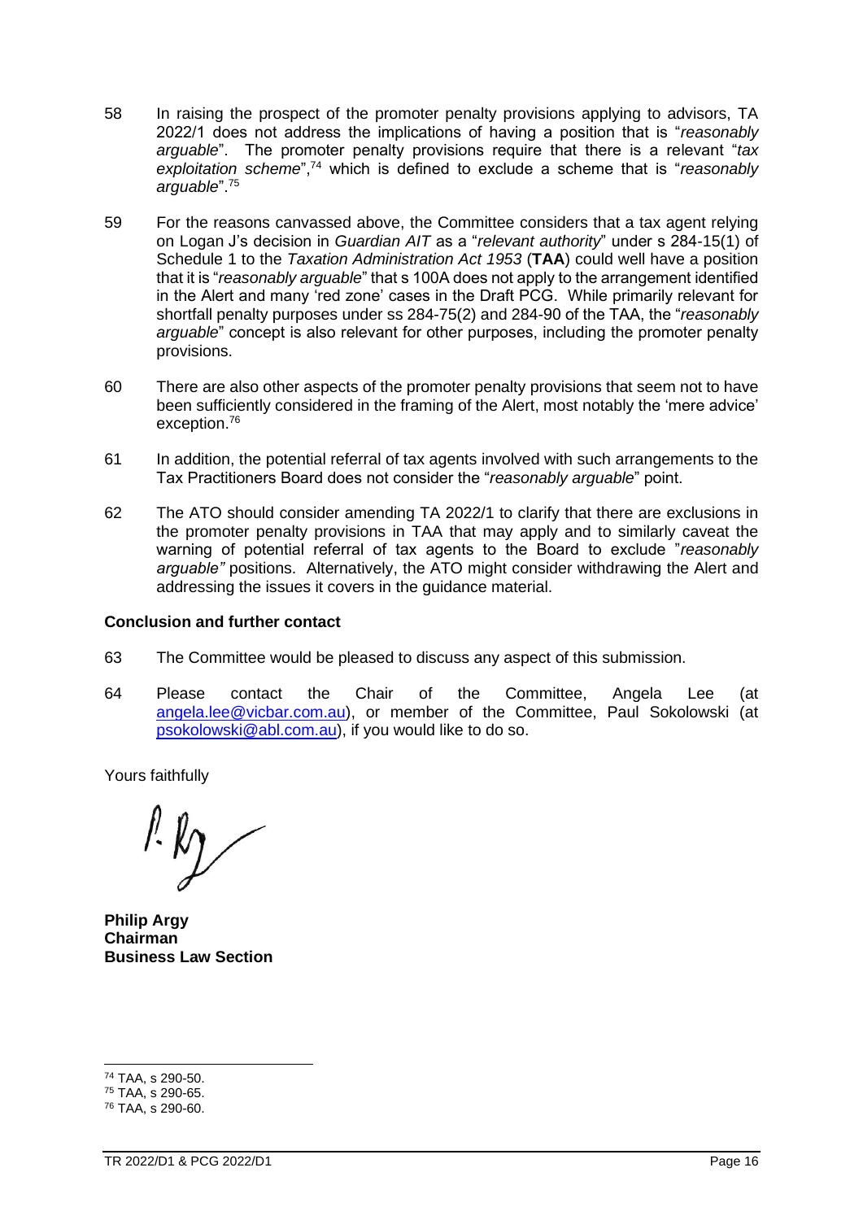58 In raising the prospect of the promoter penalty provisions applying to advisors, TA 2022/1 does not address the implications of having a position that is "*reasonably arguable*". The promoter penalty provisions require that there is a relevant "*tax exploitation scheme*",[74] which is defined to exclude a scheme that is "*reasonably arguable*".[75]

59 For the reasons canvassed above, the Committee considers that a tax agent relying on Logan J's decision in *Guardian AIT* as a "*relevant authority*" under s 284-15(1) of Schedule 1 to the *Taxation Administration Act 1953* (**TAA**) could well have a position that it is "*reasonably arguable*" that s 100A does not apply to the arrangement identified in the Alert and many 'red zone' cases in the Draft PCG. While primarily relevant for shortfall penalty purposes under ss 284-75(2) and 284-90 of the TAA, the "*reasonably arguable*" concept is also relevant for other purposes, including the promoter penalty provisions.

60 There are also other aspects of the promoter penalty provisions that seem not to have been sufficiently considered in the framing of the Alert, most notably the 'mere advice' exception.[76]

61 In addition, the potential referral of tax agents involved with such arrangements to the Tax Practitioners Board does not consider the "*reasonably arguable*" point.

62 The ATO should consider amending TA 2022/1 to clarify that there are exclusions in the promoter penalty provisions in TAA that may apply and to similarly caveat the warning of potential referral of tax agents to the Board to exclude "*reasonably arguable"* positions. Alternatively, the ATO might consider withdrawing the Alert and addressing the issues it covers in the guidance material.

**Conclusion and further contact**

63 The Committee would be pleased to discuss any aspect of this submission.

64 Please contact the Chair of the Committee, Angela Lee (at angela.lee@vicbar.com.au), or member of the Committee, Paul Sokolowski (at psokolowski@abl.com.au), if you would like to do so.

Yours faithfully

**Philip Argy**
**Chairman**
**Business Law Section**

[74] TAA, s 290-50.
[75] TAA, s 290-65.
[76] TAA, s 290-60.